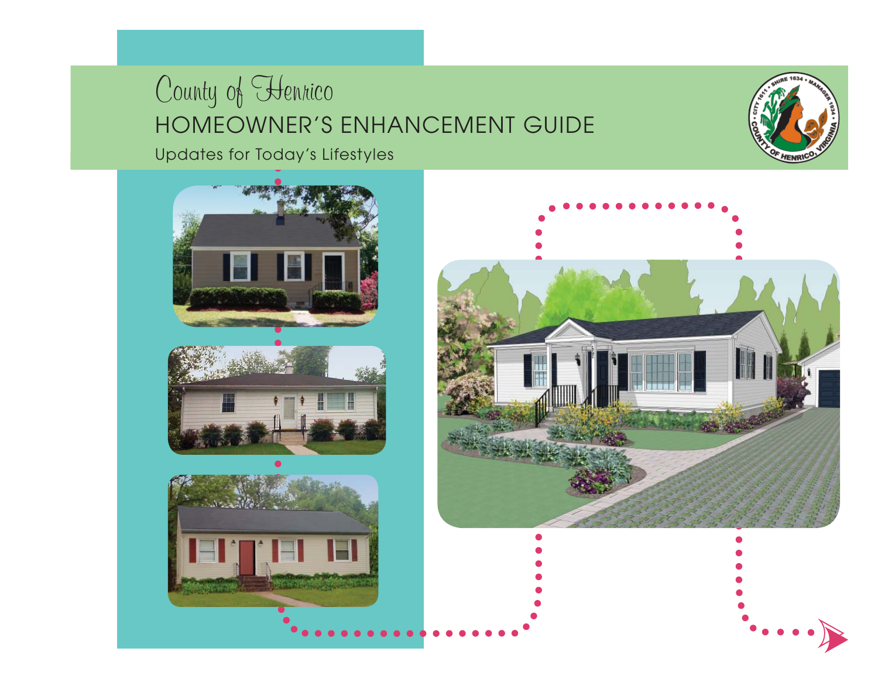# County of Henrico

## HOMEOWNER'S ENHANCEMENT GUIDE

Updates for Today's Lifestyles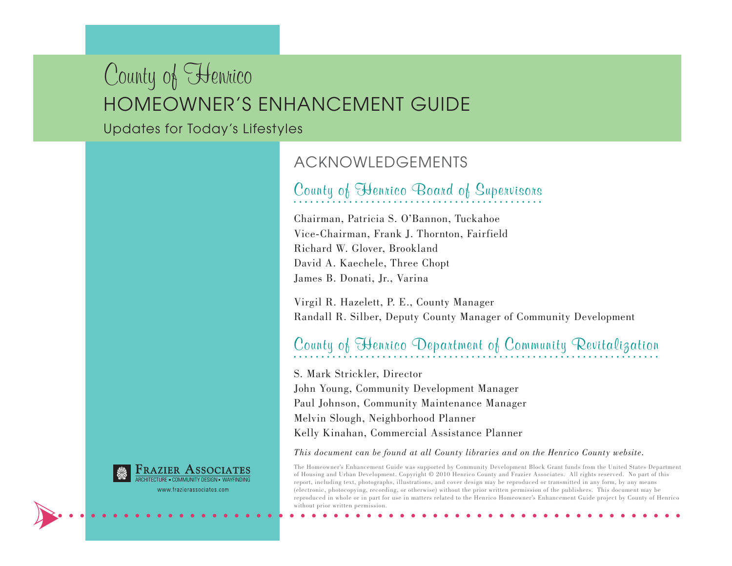# County of Henrico
## HOMEOWNER'S ENHANCEMENT GUIDE
Updates for Today's Lifestyles

## ACKNOWLEDGEMENTS

### County of Henrico Board of Supervisors

Chairman, Patricia S. O'Bannon, Tuckahoe
Vice-Chairman, Frank J. Thornton, Fairfield
Richard W. Glover, Brookland
David A. Kaechele, Three Chopt
James B. Donati, Jr., Varina

Virgil R. Hazelett, P. E., County Manager
Randall R. Silber, Deputy County Manager of Community Development

### County of Henrico Department of Community Revitalization

S. Mark Strickler, Director
John Young, Community Development Manager
Paul Johnson, Community Maintenance Manager
Melvin Slough, Neighborhood Planner
Kelly Kinahan, Commercial Assistance Planner

*This document can be found at all County libraries and on the Henrico County website.*

The Homeowner's Enhancement Guide was supported by Community Development Block Grant funds from the United States Department of Housing and Urban Development. Copyright © 2010 Henrico County and Frazier Associates. All rights reserved. No part of this report, including text, photographs, illustrations, and cover design may be reproduced or transmitted in any form, by any means (electronic, photocopying, recording, or otherwise) without the prior written permission of the publishers. This document may be reproduced in whole or in part for use in matters related to the Henrico Homeowner's Enhancement Guide project by County of Henrico without prior written permission.

FRAZIER ASSOCIATES
ARCHITECTURE • COMMUNITY DESIGN • WAYFINDING
www.frazierassociates.com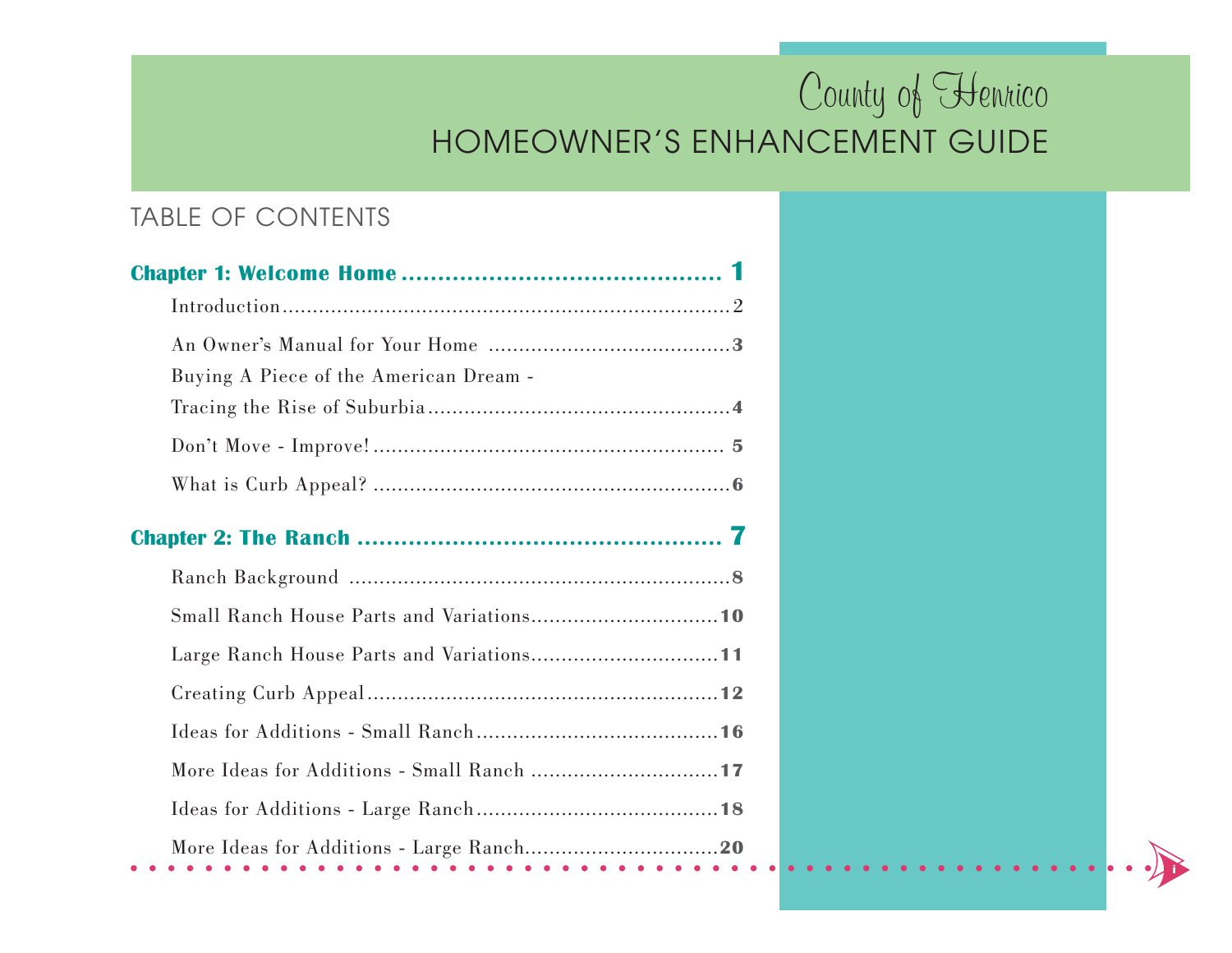# County of Henrico
# HOMEOWNER'S ENHANCEMENT GUIDE

## TABLE OF CONTENTS

**Chapter 1: Welcome Home .............................................. 1**

Introduction.......................................................................2

An Owner's Manual for Your Home .......................................3

Buying A Piece of the American Dream -
Tracing the Rise of Suburbia.................................................4

Don't Move - Improve!......................................................... 5

What is Curb Appeal? ..........................................................6

**Chapter 2: The Ranch .................................................... 7**

Ranch Background ...............................................................8

Small Ranch House Parts and Variations..............................10

Large Ranch House Parts and Variations..............................11

Creating Curb Appeal..........................................................12

Ideas for Additions - Small Ranch.......................................16

More Ideas for Additions - Small Ranch ..............................17

Ideas for Additions - Large Ranch.......................................18

More Ideas for Additions - Large Ranch...............................20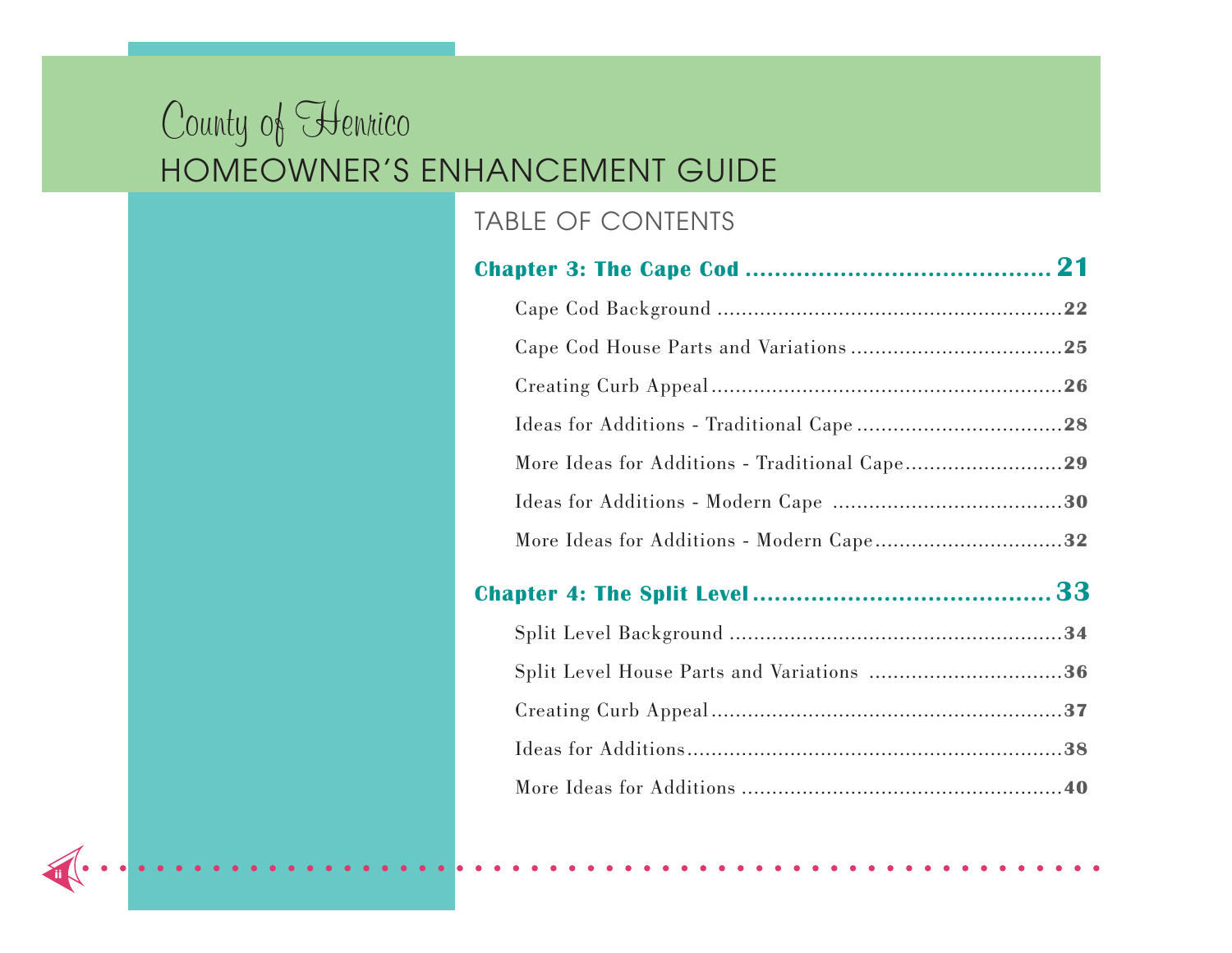# County of Henrico

# HOMEOWNER'S ENHANCEMENT GUIDE

## TABLE OF CONTENTS

**Chapter 3: The Cape Cod .......................................... 21**

- Cape Cod Background ........................................................22
- Cape Cod House Parts and Variations ..................................25
- Creating Curb Appeal.........................................................26
- Ideas for Additions - Traditional Cape .................................28
- More Ideas for Additions - Traditional Cape..........................29
- Ideas for Additions - Modern Cape .....................................30
- More Ideas for Additions - Modern Cape..............................32

**Chapter 4: The Split Level......................................... 33**

- Split Level Background ......................................................34
- Split Level House Parts and Variations ...............................36
- Creating Curb Appeal.........................................................37
- Ideas for Additions.............................................................38
- More Ideas for Additions ....................................................40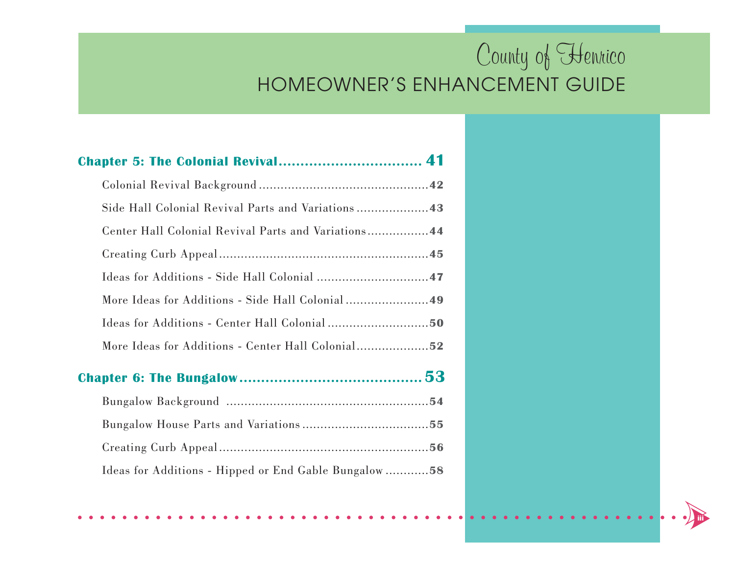# County of Henrico
## HOMEOWNER'S ENHANCEMENT GUIDE

**Chapter 5: The Colonial Revival** .................................. **41**

- Colonial Revival Background .................................. 42
- Side Hall Colonial Revival Parts and Variations .................................. 43
- Center Hall Colonial Revival Parts and Variations .................................. 44
- Creating Curb Appeal .................................. 45
- Ideas for Additions - Side Hall Colonial .................................. 47
- More Ideas for Additions - Side Hall Colonial .................................. 49
- Ideas for Additions - Center Hall Colonial .................................. 50
- More Ideas for Additions - Center Hall Colonial .................................. 52

**Chapter 6: The Bungalow** .................................. **53**

- Bungalow Background .................................. 54
- Bungalow House Parts and Variations .................................. 55
- Creating Curb Appeal .................................. 56
- Ideas for Additions - Hipped or End Gable Bungalow .................................. 58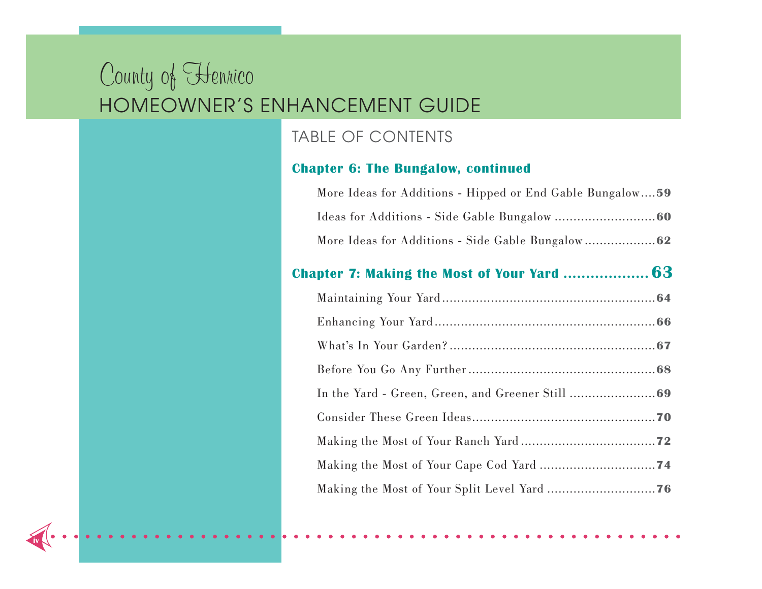# County of Henrico
## HOMEOWNER'S ENHANCEMENT GUIDE

### TABLE OF CONTENTS

**Chapter 6: The Bungalow, continued**

- More Ideas for Additions - Hipped or End Gable Bungalow....**59**
- Ideas for Additions - Side Gable Bungalow ..........................**60**
- More Ideas for Additions - Side Gable Bungalow...................**62**

**Chapter 7: Making the Most of Your Yard ................... 63**

- Maintaining Your Yard.........................................................**64**
- Enhancing Your Yard...........................................................**66**
- What's In Your Garden?.......................................................**67**
- Before You Go Any Further..................................................**68**
- In the Yard - Green, Green, and Greener Still .......................**69**
- Consider These Green Ideas.................................................**70**
- Making the Most of Your Ranch Yard...................................**72**
- Making the Most of Your Cape Cod Yard ..............................**74**
- Making the Most of Your Split Level Yard ............................**76**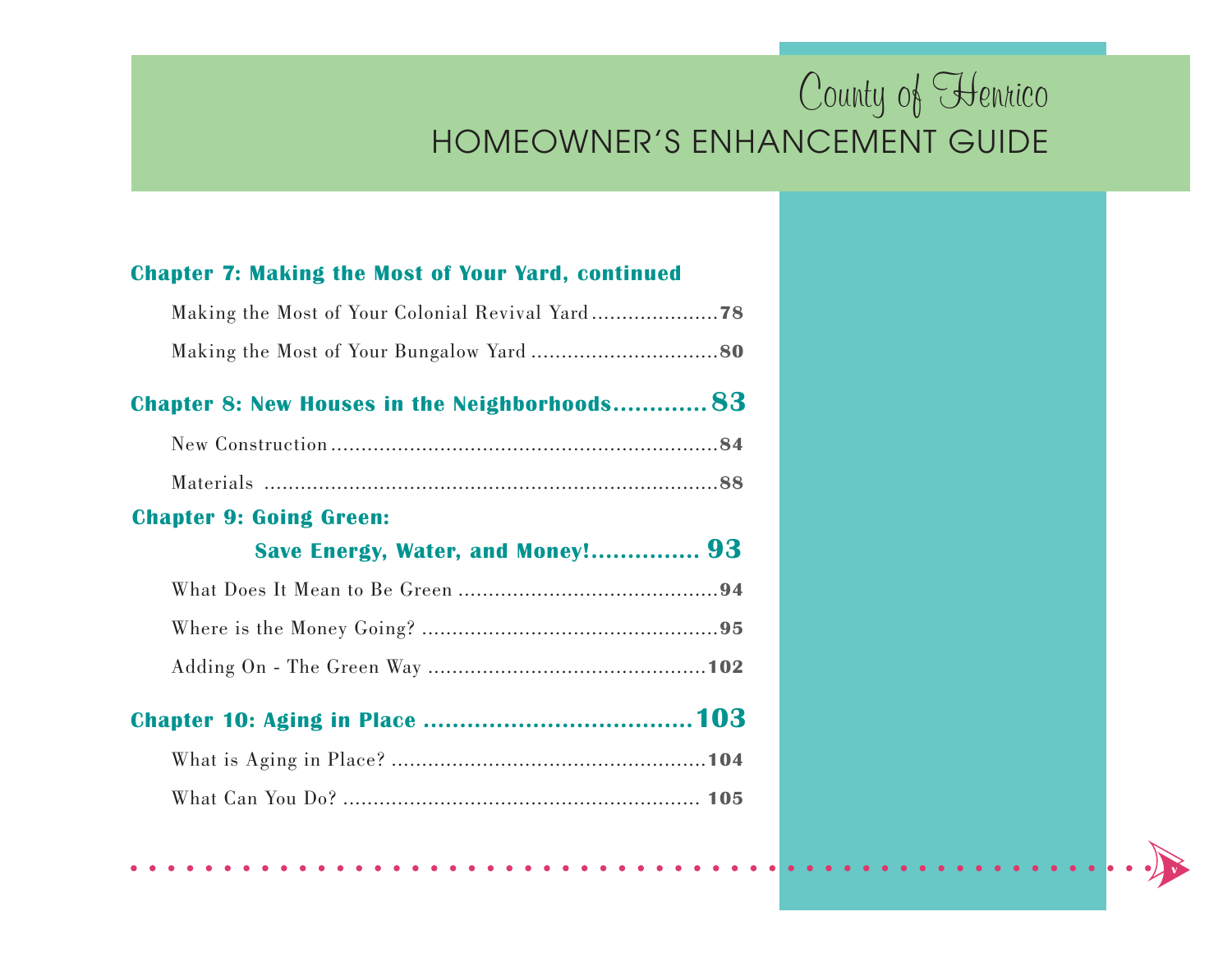# County of Henrico
## HOMEOWNER'S ENHANCEMENT GUIDE

**Chapter 7: Making the Most of Your Yard, continued**

Making the Most of Your Colonial Revival Yard .................... **78**

Making the Most of Your Bungalow Yard .............................. **80**

**Chapter 8: New Houses in the Neighborhoods............ 83**

New Construction ................................................................ **84**

Materials ............................................................................ **88**

**Chapter 9: Going Green: Save Energy, Water, and Money!............... 93**

What Does It Mean to Be Green .......................................... **94**

Where is the Money Going? ................................................ **95**

Adding On - The Green Way .............................................. **102**

**Chapter 10: Aging in Place ..................................... 103**

What is Aging in Place? ..................................................... **104**

What Can You Do? ........................................................... **105**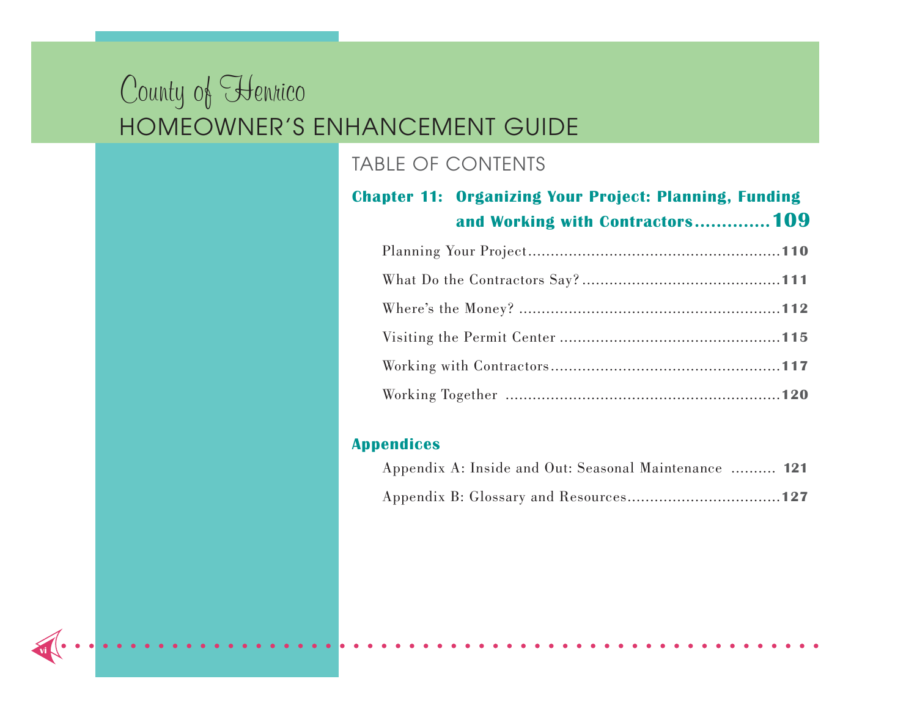County of Henrico

HOMEOWNER'S ENHANCEMENT GUIDE

## TABLE OF CONTENTS

### Chapter 11: Organizing Your Project: Planning, Funding and Working with Contractors..............109

Planning Your Project........................................................110

What Do the Contractors Say?............................................111

Where's the Money? ..........................................................112

Visiting the Permit Center .................................................115

Working with Contractors...................................................117

Working Together .............................................................120

### Appendices

Appendix A: Inside and Out: Seasonal Maintenance .......... 121

Appendix B: Glossary and Resources.................................127